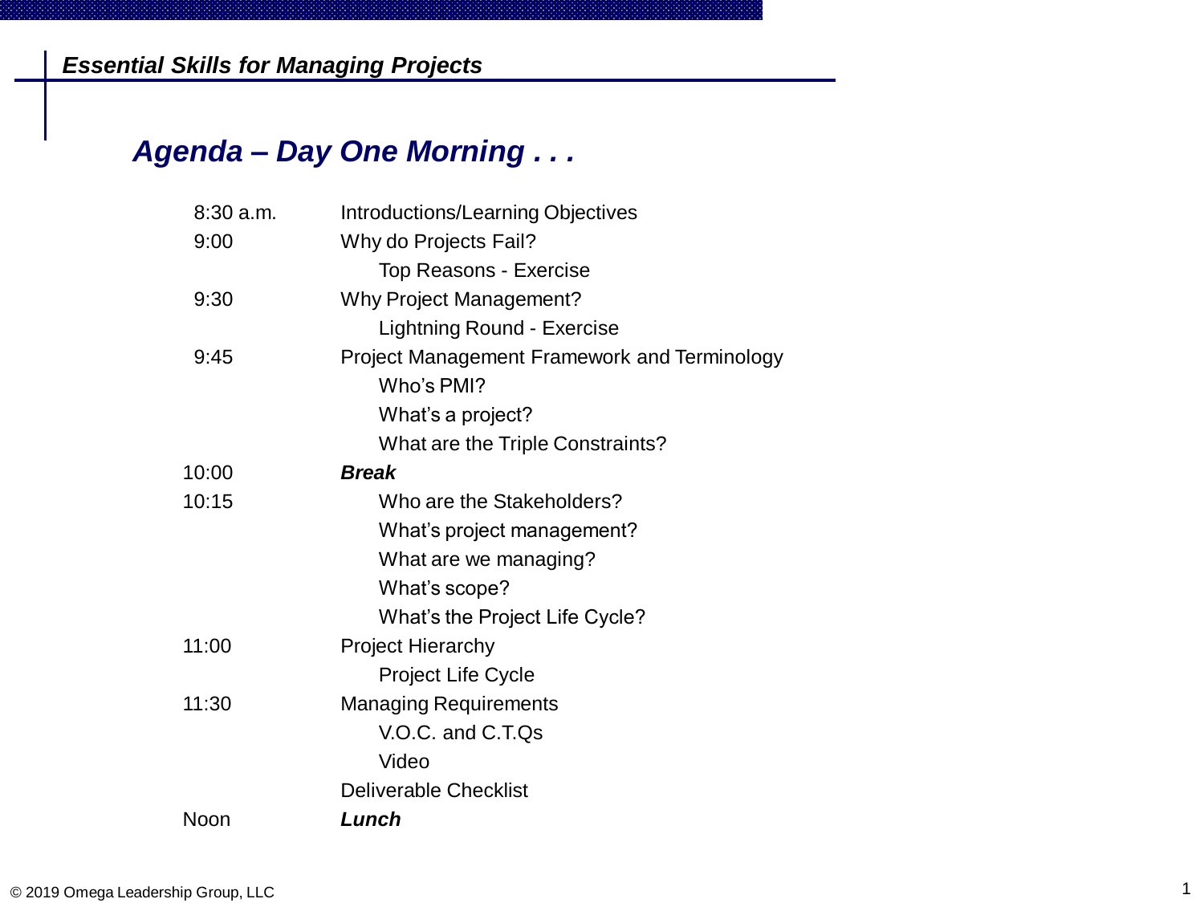*Essential Skills for Managing Projects*

## *Agenda – Day One Morning . . .*

| | |
|---|---|
| 8:30 a.m. | Introductions/Learning Objectives |
| 9:00 | Why do Projects Fail? |
| | Top Reasons - Exercise |
| 9:30 | Why Project Management? |
| | Lightning Round - Exercise |
| 9:45 | Project Management Framework and Terminology |
| | Who's PMI? |
| | What's a project? |
| | What are the Triple Constraints? |
| 10:00 | ***Break*** |
| 10:15 | Who are the Stakeholders? |
| | What's project management? |
| | What are we managing? |
| | What's scope? |
| | What's the Project Life Cycle? |
| 11:00 | Project Hierarchy |
| | Project Life Cycle |
| 11:30 | Managing Requirements |
| | V.O.C. and C.T.Qs |
| | Video |
| | Deliverable Checklist |
| Noon | ***Lunch*** |

© 2019 Omega Leadership Group, LLC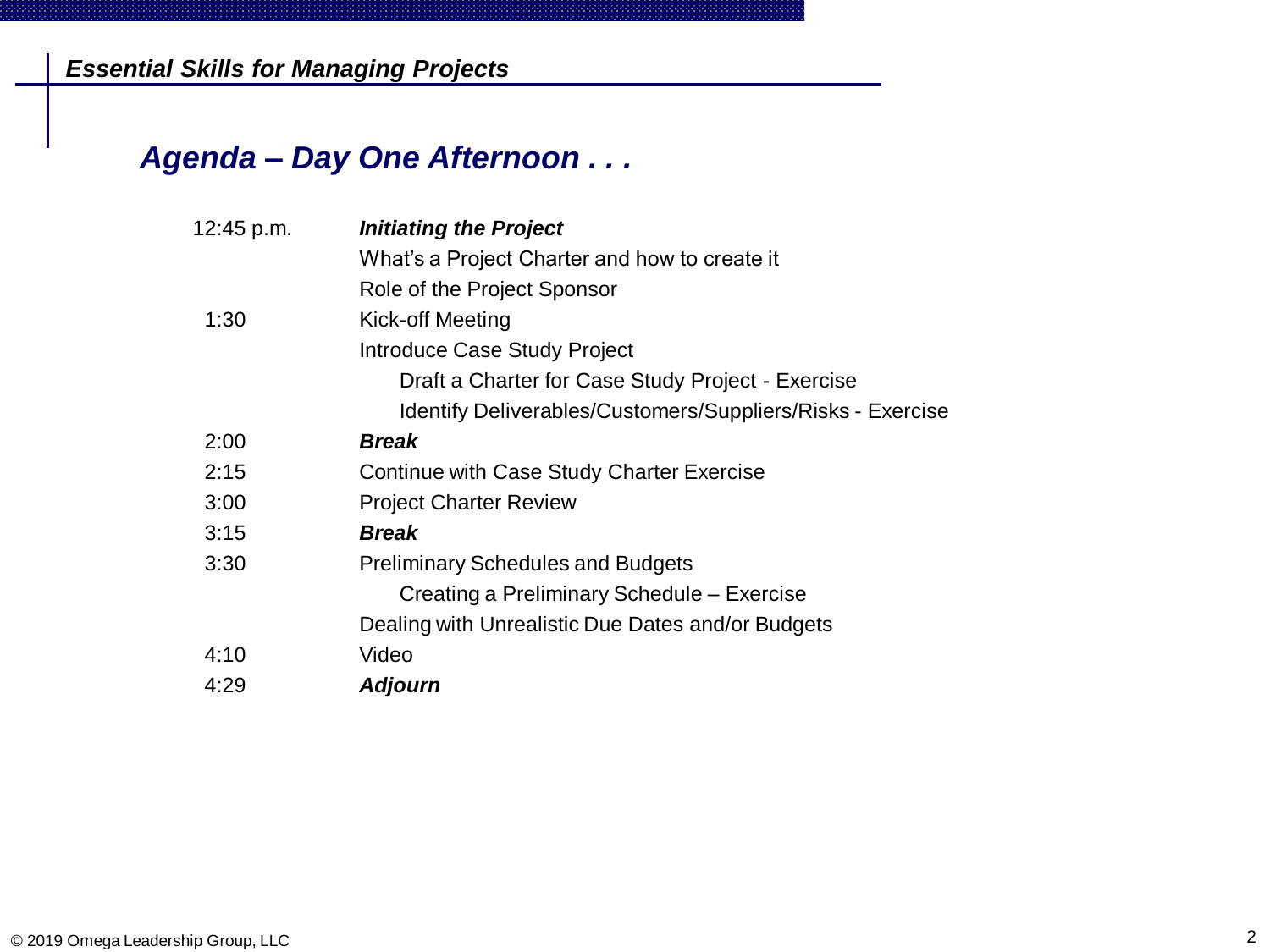## *Agenda – Day One Afternoon . . .*

| | |
|---|---|
| 12:45 p.m. | ***Initiating the Project*** |
| | What's a Project Charter and how to create it |
| | Role of the Project Sponsor |
| 1:30 | Kick-off Meeting |
| | Introduce Case Study Project |
| | &nbsp;&nbsp;&nbsp;&nbsp;Draft a Charter for Case Study Project - Exercise |
| | &nbsp;&nbsp;&nbsp;&nbsp;Identify Deliverables/Customers/Suppliers/Risks - Exercise |
| 2:00 | ***Break*** |
| 2:15 | Continue with Case Study Charter Exercise |
| 3:00 | Project Charter Review |
| 3:15 | ***Break*** |
| 3:30 | Preliminary Schedules and Budgets |
| | &nbsp;&nbsp;&nbsp;&nbsp;Creating a Preliminary Schedule – Exercise |
| | Dealing with Unrealistic Due Dates and/or Budgets |
| 4:10 | Video |
| 4:29 | ***Adjourn*** |

© 2019 Omega Leadership Group, LLC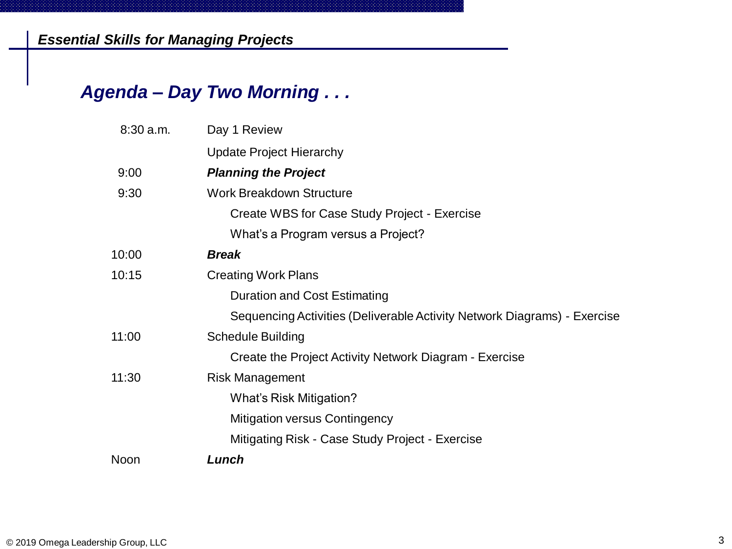## *Agenda – Day Two Morning . . .*

| | |
|---|---|
| 8:30 a.m. | Day 1 Review |
| | Update Project Hierarchy |
| 9:00 | ***Planning the Project*** |
| 9:30 | Work Breakdown Structure |
| | Create WBS for Case Study Project - Exercise |
| | What's a Program versus a Project? |
| 10:00 | ***Break*** |
| 10:15 | Creating Work Plans |
| | Duration and Cost Estimating |
| | Sequencing Activities (Deliverable Activity Network Diagrams) - Exercise |
| 11:00 | Schedule Building |
| | Create the Project Activity Network Diagram - Exercise |
| 11:30 | Risk Management |
| | What's Risk Mitigation? |
| | Mitigation versus Contingency |
| | Mitigating Risk - Case Study Project - Exercise |
| Noon | ***Lunch*** |

© 2019 Omega Leadership Group, LLC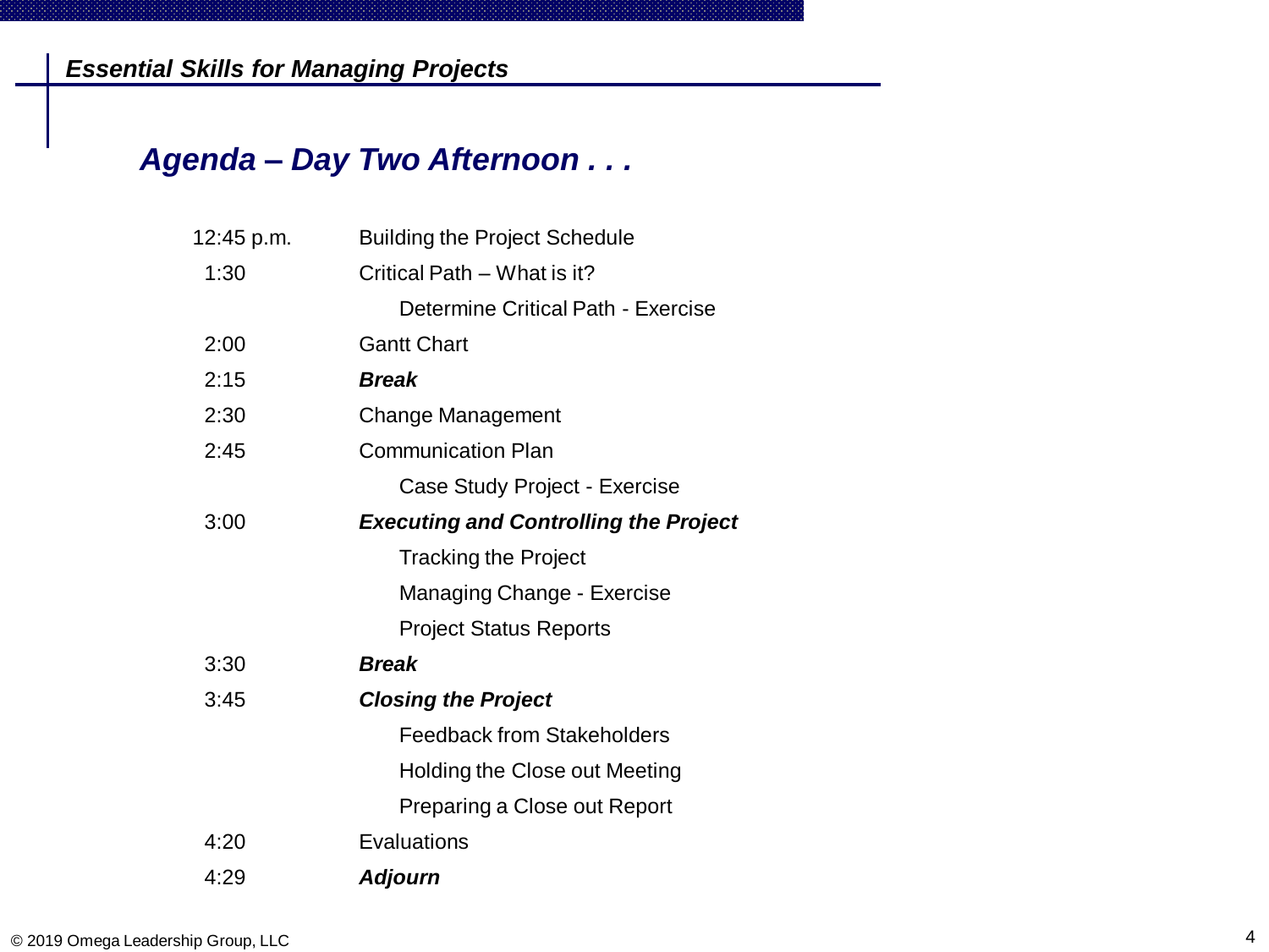## Agenda – Day Two Afternoon . . .

| | |
|---|---|
| 12:45 p.m. | Building the Project Schedule |
| 1:30 | Critical Path – What is it? |
| | Determine Critical Path - Exercise |
| 2:00 | Gantt Chart |
| 2:15 | ***Break*** |
| 2:30 | Change Management |
| 2:45 | Communication Plan |
| | Case Study Project - Exercise |
| 3:00 | ***Executing and Controlling the Project*** |
| | Tracking the Project |
| | Managing Change - Exercise |
| | Project Status Reports |
| 3:30 | ***Break*** |
| 3:45 | ***Closing the Project*** |
| | Feedback from Stakeholders |
| | Holding the Close out Meeting |
| | Preparing a Close out Report |
| 4:20 | Evaluations |
| 4:29 | ***Adjourn*** |

© 2019 Omega Leadership Group, LLC